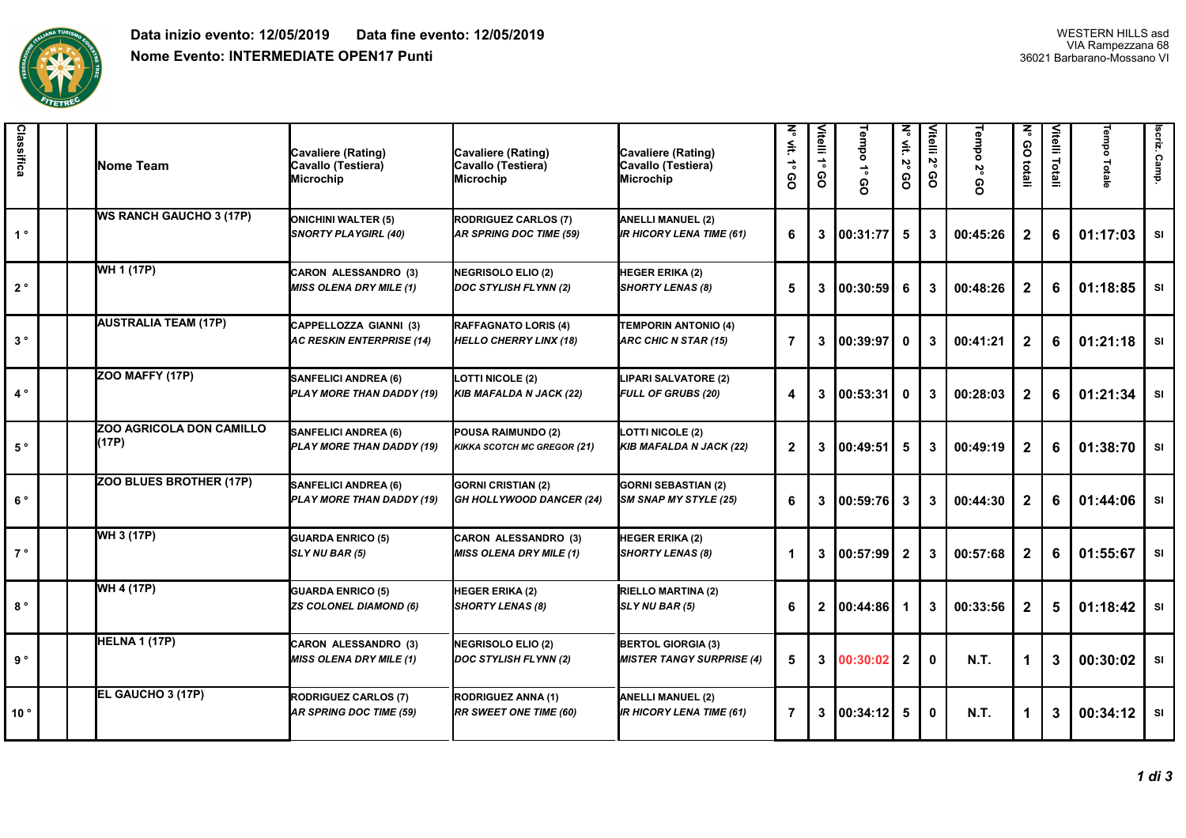**Data inizio evento: 12/05/2019** **Data fine evento: 12/05/2019**

**Nome Evento: INTERMEDIATE OPEN17 Punti**

WESTERN HILLS asd
VIA Rampezzana 68
36021 Barbarano-Mossano VI

| Classifica | | | Nome Team | Cavaliere (Rating) Cavallo (Testiera) Microchip | Cavaliere (Rating) Cavallo (Testiera) Microchip | Cavaliere (Rating) Cavallo (Testiera) Microchip | N° vit. 1° GO | Vitelli 1° GO | Tempo 1° GO | N° vit. 2° GO | Vitelli 2° GO | Tempo 2° GO | N° GO totali | Vitelli Totali | Tempo Totale | Iscriz. Camp. |
|---|---|---|---|---|---|---|---|---|---|---|---|---|---|---|---|---|
| 1 ° | | | WS RANCH GAUCHO 3 (17P) | ONICHINI WALTER (5) *SNORTY PLAYGIRL (40)* | RODRIGUEZ CARLOS (7) *AR SPRING DOC TIME (59)* | ANELLI MANUEL (2) *IR HICORY LENA TIME (61)* | 6 | 3 | 00:31:77 | 5 | 3 | 00:45:26 | 2 | 6 | 01:17:03 | SI |
| 2 ° | | | WH 1 (17P) | CARON ALESSANDRO (3) *MISS OLENA DRY MILE (1)* | NEGRISOLO ELIO (2) *DOC STYLISH FLYNN (2)* | HEGER ERIKA (2) *SHORTY LENAS (8)* | 5 | 3 | 00:30:59 | 6 | 3 | 00:48:26 | 2 | 6 | 01:18:85 | SI |
| 3 ° | | | AUSTRALIA TEAM (17P) | CAPPELLOZZA GIANNI (3) *AC RESKIN ENTERPRISE (14)* | RAFFAGNATO LORIS (4) *HELLO CHERRY LINX (18)* | TEMPORIN ANTONIO (4) *ARC CHIC N STAR (15)* | 7 | 3 | 00:39:97 | 0 | 3 | 00:41:21 | 2 | 6 | 01:21:18 | SI |
| 4 ° | | | ZOO MAFFY (17P) | SANFELICI ANDREA (6) *PLAY MORE THAN DADDY (19)* | LOTTI NICOLE (2) *KIB MAFALDA N JACK (22)* | LIPARI SALVATORE (2) *FULL OF GRUBS (20)* | 4 | 3 | 00:53:31 | 0 | 3 | 00:28:03 | 2 | 6 | 01:21:34 | SI |
| 5 ° | | | ZOO AGRICOLA DON CAMILLO (17P) | SANFELICI ANDREA (6) *PLAY MORE THAN DADDY (19)* | POUSA RAIMUNDO (2) *KIKKA SCOTCH MC GREGOR (21)* | LOTTI NICOLE (2) *KIB MAFALDA N JACK (22)* | 2 | 3 | 00:49:51 | 5 | 3 | 00:49:19 | 2 | 6 | 01:38:70 | SI |
| 6 ° | | | ZOO BLUES BROTHER (17P) | SANFELICI ANDREA (6) *PLAY MORE THAN DADDY (19)* | GORNI CRISTIAN (2) *GH HOLLYWOOD DANCER (24)* | GORNI SEBASTIAN (2) *SM SNAP MY STYLE (25)* | 6 | 3 | 00:59:76 | 3 | 3 | 00:44:30 | 2 | 6 | 01:44:06 | SI |
| 7 ° | | | WH 3 (17P) | GUARDA ENRICO (5) *SLY NU BAR (5)* | CARON ALESSANDRO (3) *MISS OLENA DRY MILE (1)* | HEGER ERIKA (2) *SHORTY LENAS (8)* | 1 | 3 | 00:57:99 | 2 | 3 | 00:57:68 | 2 | 6 | 01:55:67 | SI |
| 8 ° | | | WH 4 (17P) | GUARDA ENRICO (5) *ZS COLONEL DIAMOND (6)* | HEGER ERIKA (2) *SHORTY LENAS (8)* | RIELLO MARTINA (2) *SLY NU BAR (5)* | 6 | 2 | 00:44:86 | 1 | 3 | 00:33:56 | 2 | 5 | 01:18:42 | SI |
| 9 ° | | | HELNA 1 (17P) | CARON ALESSANDRO (3) *MISS OLENA DRY MILE (1)* | NEGRISOLO ELIO (2) *DOC STYLISH FLYNN (2)* | BERTOL GIORGIA (3) *MISTER TANGY SURPRISE (4)* | 5 | 3 | 00:30:02 | 2 | 0 | N.T. | 1 | 3 | 00:30:02 | SI |
| 10 ° | | | EL GAUCHO 3 (17P) | RODRIGUEZ CARLOS (7) *AR SPRING DOC TIME (59)* | RODRIGUEZ ANNA (1) *RR SWEET ONE TIME (60)* | ANELLI MANUEL (2) *IR HICORY LENA TIME (61)* | 7 | 3 | 00:34:12 | 5 | 0 | N.T. | 1 | 3 | 00:34:12 | SI |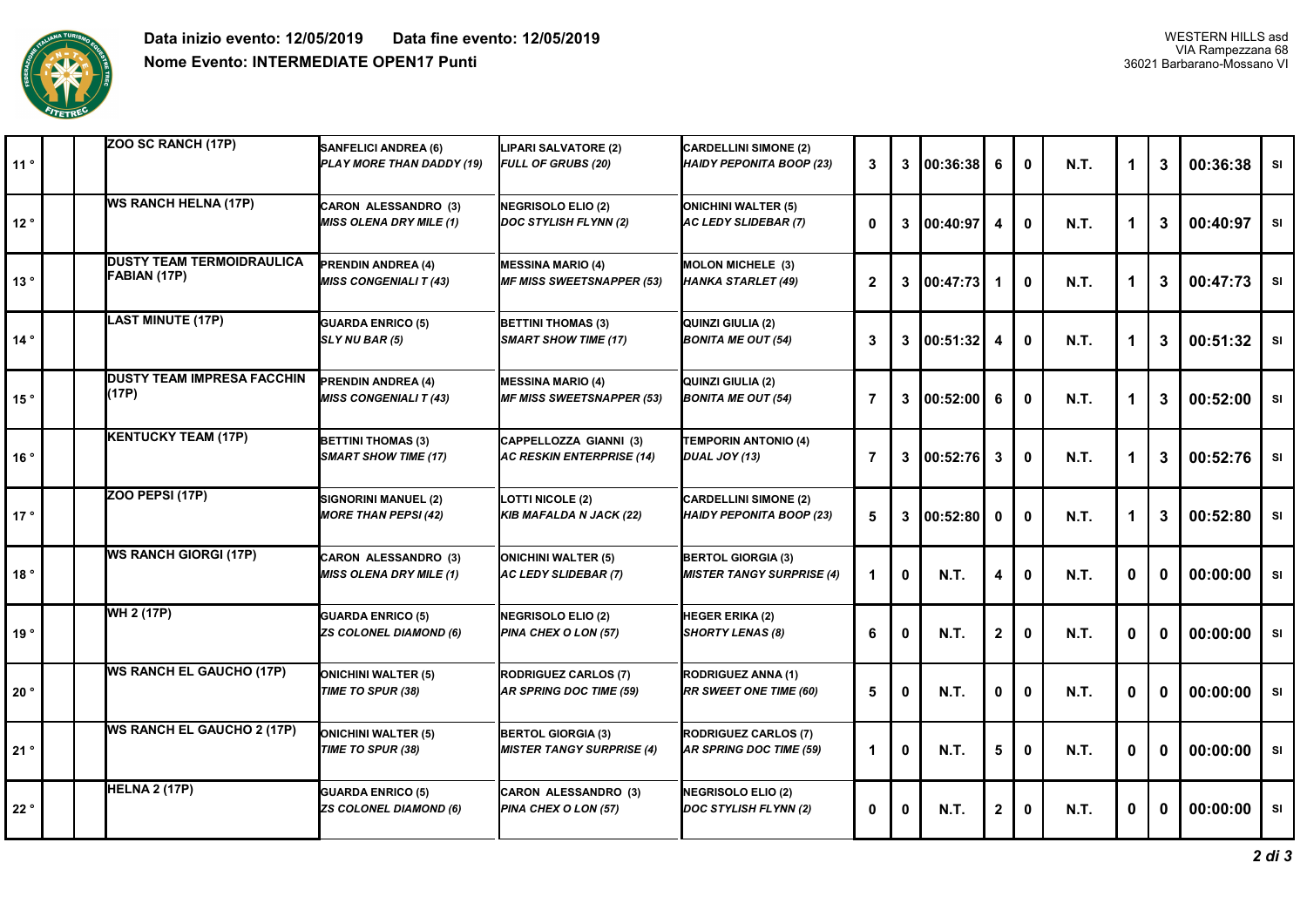**Data inizio evento: 12/05/2019 Data fine evento: 12/05/2019**

**Nome Evento: INTERMEDIATE OPEN17 Punti**

WESTERN HILLS asd
VIA Rampezzana 68
36021 Barbarano-Mossano VI

| | | | | | | | | | | | | | | | | |
|---|---|---|---|---|---|---|---|---|---|---|---|---|---|---|---|---|
| 11 ° | | | ZOO SC RANCH (17P) | SANFELICI ANDREA (6) *PLAY MORE THAN DADDY (19)* | LIPARI SALVATORE (2) *FULL OF GRUBS (20)* | CARDELLINI SIMONE (2) *HAIDY PEPONITA BOOP (23)* | 3 | 3 | 00:36:38 | 6 | 0 | N.T. | 1 | 3 | 00:36:38 | SI |
| 12 ° | | | WS RANCH HELNA (17P) | CARON ALESSANDRO (3) *MISS OLENA DRY MILE (1)* | NEGRISOLO ELIO (2) *DOC STYLISH FLYNN (2)* | ONICHINI WALTER (5) *AC LEDY SLIDEBAR (7)* | 0 | 3 | 00:40:97 | 4 | 0 | N.T. | 1 | 3 | 00:40:97 | SI |
| 13 ° | | | DUSTY TEAM TERMOIDRAULICA FABIAN (17P) | PRENDIN ANDREA (4) *MISS CONGENIALI T (43)* | MESSINA MARIO (4) *MF MISS SWEETSNAPPER (53)* | MOLON MICHELE (3) *HANKA STARLET (49)* | 2 | 3 | 00:47:73 | 1 | 0 | N.T. | 1 | 3 | 00:47:73 | SI |
| 14 ° | | | LAST MINUTE (17P) | GUARDA ENRICO (5) *SLY NU BAR (5)* | BETTINI THOMAS (3) *SMART SHOW TIME (17)* | QUINZI GIULIA (2) *BONITA ME OUT (54)* | 3 | 3 | 00:51:32 | 4 | 0 | N.T. | 1 | 3 | 00:51:32 | SI |
| 15 ° | | | DUSTY TEAM IMPRESA FACCHIN (17P) | PRENDIN ANDREA (4) *MISS CONGENIALI T (43)* | MESSINA MARIO (4) *MF MISS SWEETSNAPPER (53)* | QUINZI GIULIA (2) *BONITA ME OUT (54)* | 7 | 3 | 00:52:00 | 6 | 0 | N.T. | 1 | 3 | 00:52:00 | SI |
| 16 ° | | | KENTUCKY TEAM (17P) | BETTINI THOMAS (3) *SMART SHOW TIME (17)* | CAPPELLOZZA GIANNI (3) *AC RESKIN ENTERPRISE (14)* | TEMPORIN ANTONIO (4) *DUAL JOY (13)* | 7 | 3 | 00:52:76 | 3 | 0 | N.T. | 1 | 3 | 00:52:76 | SI |
| 17 ° | | | ZOO PEPSI (17P) | SIGNORINI MANUEL (2) *MORE THAN PEPSI (42)* | LOTTI NICOLE (2) *KIB MAFALDA N JACK (22)* | CARDELLINI SIMONE (2) *HAIDY PEPONITA BOOP (23)* | 5 | 3 | 00:52:80 | 0 | 0 | N.T. | 1 | 3 | 00:52:80 | SI |
| 18 ° | | | WS RANCH GIORGI (17P) | CARON ALESSANDRO (3) *MISS OLENA DRY MILE (1)* | ONICHINI WALTER (5) *AC LEDY SLIDEBAR (7)* | BERTOL GIORGIA (3) *MISTER TANGY SURPRISE (4)* | 1 | 0 | N.T. | 4 | 0 | N.T. | 0 | 0 | 00:00:00 | SI |
| 19 ° | | | WH 2 (17P) | GUARDA ENRICO (5) *ZS COLONEL DIAMOND (6)* | NEGRISOLO ELIO (2) *PINA CHEX O LON (57)* | HEGER ERIKA (2) *SHORTY LENAS (8)* | 6 | 0 | N.T. | 2 | 0 | N.T. | 0 | 0 | 00:00:00 | SI |
| 20 ° | | | WS RANCH EL GAUCHO (17P) | ONICHINI WALTER (5) *TIME TO SPUR (38)* | RODRIGUEZ CARLOS (7) *AR SPRING DOC TIME (59)* | RODRIGUEZ ANNA (1) *RR SWEET ONE TIME (60)* | 5 | 0 | N.T. | 0 | 0 | N.T. | 0 | 0 | 00:00:00 | SI |
| 21 ° | | | WS RANCH EL GAUCHO 2 (17P) | ONICHINI WALTER (5) *TIME TO SPUR (38)* | BERTOL GIORGIA (3) *MISTER TANGY SURPRISE (4)* | RODRIGUEZ CARLOS (7) *AR SPRING DOC TIME (59)* | 1 | 0 | N.T. | 5 | 0 | N.T. | 0 | 0 | 00:00:00 | SI |
| 22 ° | | | HELNA 2 (17P) | GUARDA ENRICO (5) *ZS COLONEL DIAMOND (6)* | CARON ALESSANDRO (3) *PINA CHEX O LON (57)* | NEGRISOLO ELIO (2) *DOC STYLISH FLYNN (2)* | 0 | 0 | N.T. | 2 | 0 | N.T. | 0 | 0 | 00:00:00 | SI |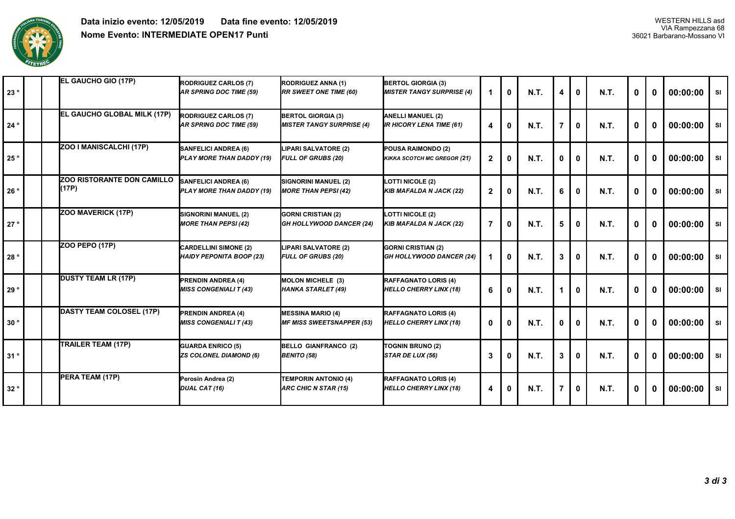**Data inizio evento: 12/05/2019 Data fine evento: 12/05/2019**

**Nome Evento: INTERMEDIATE OPEN17 Punti**

WESTERN HILLS asd
VIA Rampezzana 68
36021 Barbarano-Mossano VI

| | | | | | | | | | | | | | | | | | |
|---|---|---|---|---|---|---|---|---|---|---|---|---|---|---|---|---|---|
| 23 ° | | | EL GAUCHO GIO (17P) | RODRIGUEZ CARLOS (7) *AR SPRING DOC TIME (59)* | RODRIGUEZ ANNA (1) *RR SWEET ONE TIME (60)* | BERTOL GIORGIA (3) *MISTER TANGY SURPRISE (4)* | 1 | 0 | N.T. | 4 | 0 | N.T. | 0 | 0 | 00:00:00 | SI |
| 24 ° | | | EL GAUCHO GLOBAL MILK (17P) | RODRIGUEZ CARLOS (7) *AR SPRING DOC TIME (59)* | BERTOL GIORGIA (3) *MISTER TANGY SURPRISE (4)* | ANELLI MANUEL (2) *IR HICORY LENA TIME (61)* | 4 | 0 | N.T. | 7 | 0 | N.T. | 0 | 0 | 00:00:00 | SI |
| 25 ° | | | ZOO I MANISCALCHI (17P) | SANFELICI ANDREA (6) *PLAY MORE THAN DADDY (19)* | LIPARI SALVATORE (2) *FULL OF GRUBS (20)* | POUSA RAIMONDO (2) *KIKKA SCOTCH MC GREGOR (21)* | 2 | 0 | N.T. | 0 | 0 | N.T. | 0 | 0 | 00:00:00 | SI |
| 26 ° | | | ZOO RISTORANTE DON CAMILLO (17P) | SANFELICI ANDREA (6) *PLAY MORE THAN DADDY (19)* | SIGNORINI MANUEL (2) *MORE THAN PEPSI (42)* | LOTTI NICOLE (2) *KIB MAFALDA N JACK (22)* | 2 | 0 | N.T. | 6 | 0 | N.T. | 0 | 0 | 00:00:00 | SI |
| 27 ° | | | ZOO MAVERICK (17P) | SIGNORINI MANUEL (2) *MORE THAN PEPSI (42)* | GORNI CRISTIAN (2) *GH HOLLYWOOD DANCER (24)* | LOTTI NICOLE (2) *KIB MAFALDA N JACK (22)* | 7 | 0 | N.T. | 5 | 0 | N.T. | 0 | 0 | 00:00:00 | SI |
| 28 ° | | | ZOO PEPO (17P) | CARDELLINI SIMONE (2) *HAIDY PEPONITA BOOP (23)* | LIPARI SALVATORE (2) *FULL OF GRUBS (20)* | GORNI CRISTIAN (2) *GH HOLLYWOOD DANCER (24)* | 1 | 0 | N.T. | 3 | 0 | N.T. | 0 | 0 | 00:00:00 | SI |
| 29 ° | | | DUSTY TEAM LR (17P) | PRENDIN ANDREA (4) *MISS CONGENIALI T (43)* | MOLON MICHELE (3) *HANKA STARLET (49)* | RAFFAGNATO LORIS (4) *HELLO CHERRY LINX (18)* | 6 | 0 | N.T. | 1 | 0 | N.T. | 0 | 0 | 00:00:00 | SI |
| 30 ° | | | DASTY TEAM COLOSEL (17P) | PRENDIN ANDREA (4) *MISS CONGENIALI T (43)* | MESSINA MARIO (4) *MF MISS SWEETSNAPPER (53)* | RAFFAGNATO LORIS (4) *HELLO CHERRY LINX (18)* | 0 | 0 | N.T. | 0 | 0 | N.T. | 0 | 0 | 00:00:00 | SI |
| 31 ° | | | TRAILER TEAM (17P) | GUARDA ENRICO (5) *ZS COLONEL DIAMOND (6)* | BELLO GIANFRANCO (2) *BENITO (58)* | TOGNIN BRUNO (2) *STAR DE LUX (56)* | 3 | 0 | N.T. | 3 | 0 | N.T. | 0 | 0 | 00:00:00 | SI |
| 32 ° | | | PERA TEAM (17P) | Perosin Andrea (2) *DUAL CAT (16)* | TEMPORIN ANTONIO (4) *ARC CHIC N STAR (15)* | RAFFAGNATO LORIS (4) *HELLO CHERRY LINX (18)* | 4 | 0 | N.T. | 7 | 0 | N.T. | 0 | 0 | 00:00:00 | SI |